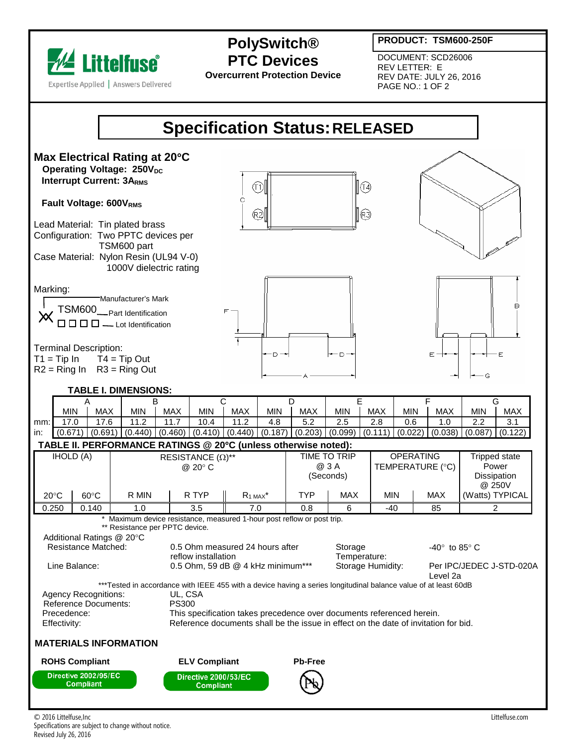# PolySwitch® PTC Devices

**Overcurrent Protection Device**

**PRODUCT: TSM600-250F**

DOCUMENT: SCD26006
REV LETTER: E
REV DATE: JULY 26, 2016

## Specification Status: RELEASED

### Max Electrical Rating at 20°C

**Operating Voltage: 250V$_{DC}$**
**Interrupt Current: 3A$_{RMS}$**

**Fault Voltage: 600V$_{RMS}$**

Lead Material: Tin plated brass
Configuration: Two PPTC devices per TSM600 part
Case Material: Nylon Resin (UL94 V-0) 1000V dielectric rating

Marking:

TSM600 — Part Identification
Manufacturer's Mark
□ □ □ □ — Lot Identification

Terminal Description:
T1 = Tip In    T4 = Tip Out
R2 = Ring In    R3 = Ring Out

### TABLE I. DIMENSIONS:

| | A | | B | | C | | D | | E | | F | | G | |
|---|---|---|---|---|---|---|---|---|---|---|---|---|---|---|
| | MIN | MAX | MIN | MAX | MIN | MAX | MIN | MAX | MIN | MAX | MIN | MAX | MIN | MAX |
| mm: | 17.0 | 17.6 | 11.2 | 11.7 | 10.4 | 11.2 | 4.8 | 5.2 | 2.5 | 2.8 | 0.6 | 1.0 | 2.2 | 3.1 |
| in: | (0.671) | (0.691) | (0.440) | (0.460) | (0.410) | (0.440) | (0.187) | (0.203) | (0.099) | (0.111) | (0.022) | (0.038) | (0.087) | (0.122) |

### TABLE II. PERFORMANCE RATINGS @ 20°C (unless otherwise noted):

| IHOLD (A) | | RESISTANCE (Ω)** @ 20° C | | | TIME TO TRIP @ 3 A (Seconds) | | OPERATING TEMPERATURE (°C) | | Tripped state Power Dissipation @ 250V |
|---|---|---|---|---|---|---|---|---|---|
| 20°C | 60°C | R MIN | R TYP | $R_{1\,MAX}$* | TYP | MAX | MIN | MAX | (Watts) TYPICAL |
| 0.250 | 0.140 | 1.0 | 3.5 | 7.0 | 0.8 | 6 | -40 | 85 | 2 |

\* Maximum device resistance, measured 1-hour post reflow or post trip.
** Resistance per PPTC device.

Additional Ratings @ 20°C

| | | | |
|---|---|---|---|
| Resistance Matched: | 0.5 Ohm measured 24 hours after reflow installation | Storage Temperature: | -40° to 85° C |
| Line Balance: | 0.5 Ohm, 59 dB @ 4 kHz minimum*** | Storage Humidity: | Per IPC/JEDEC J-STD-020A Level 2a |

***Tested in accordance with IEEE 455 with a device having a series longitudinal balance value of at least 60dB

Agency Recognitions: UL, CSA
Reference Documents: PS300
Precedence: This specification takes precedence over documents referenced herein.
Effectivity: Reference documents shall be the issue in effect on the date of invitation for bid.

### MATERIALS INFORMATION

**ROHS Compliant** — Directive 2002/95/EC Compliant

**ELV Compliant** — Directive 2000/53/EC Compliant

**Pb-Free**

© 2016 Littelfuse,Inc
Specifications are subject to change without notice.
Revised July 26, 2016

Littelfuse.com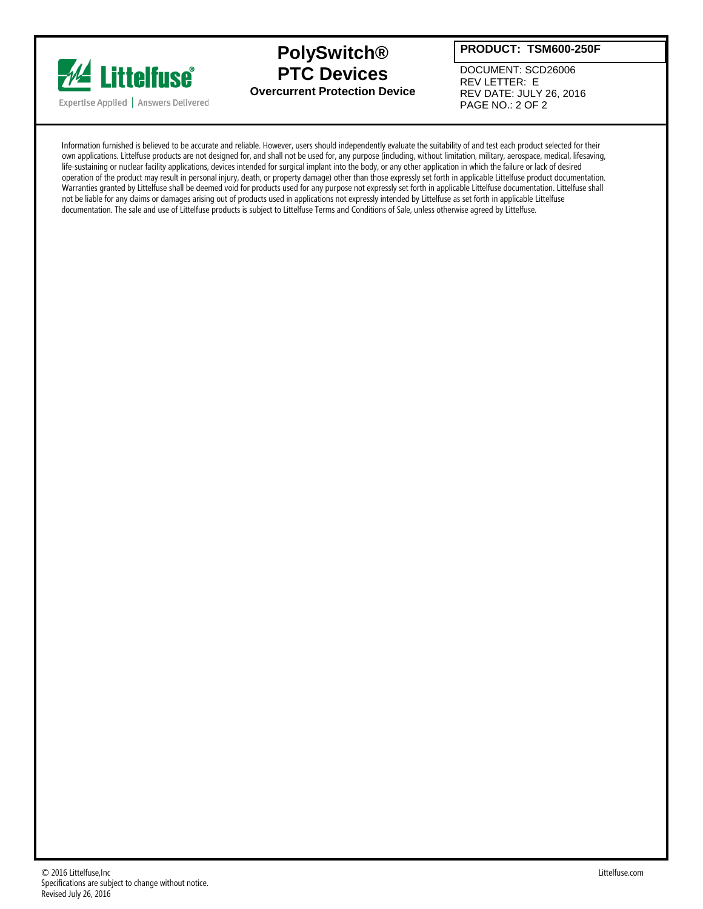Information furnished is believed to be accurate and reliable. However, users should independently evaluate the suitability of and test each product selected for their own applications. Littelfuse products are not designed for, and shall not be used for, any purpose (including, without limitation, military, aerospace, medical, lifesaving, life-sustaining or nuclear facility applications, devices intended for surgical implant into the body, or any other application in which the failure or lack of desired operation of the product may result in personal injury, death, or property damage) other than those expressly set forth in applicable Littelfuse product documentation. Warranties granted by Littelfuse shall be deemed void for products used for any purpose not expressly set forth in applicable Littelfuse documentation. Littelfuse shall not be liable for any claims or damages arising out of products used in applications not expressly intended by Littelfuse as set forth in applicable Littelfuse documentation. The sale and use of Littelfuse products is subject to Littelfuse Terms and Conditions of Sale, unless otherwise agreed by Littelfuse.